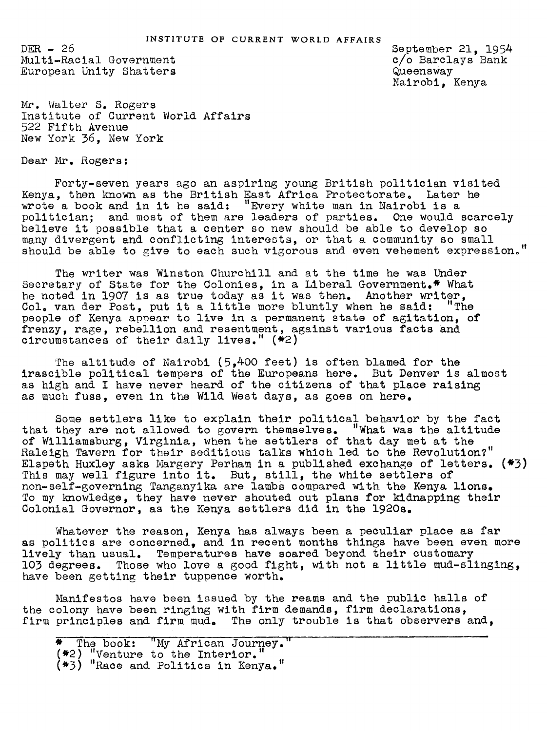INSTITUTE OF CURRENT WORLD AFFAIRS

DER - 26
Multi-Racial Government
European Unity Shatters

September 21, 1954
c/o Barclays Bank
Queensway
Nairobi, Kenya

Mr. Walter S. Rogers
Institute of Current World Affairs
522 Fifth Avenue
New York 36, New York

Dear Mr. Rogers:

Forty-seven years ago an aspiring young British politician visited Kenya, then known as the British East Africa Protectorate. Later he wrote a book and in it he said: "Every white man in Nairobi is a politician; and most of them are leaders of parties. One would scarcely believe it possible that a center so new should be able to develop so many divergent and conflicting interests, or that a community so small should be able to give to each such vigorous and even vehement expression."

The writer was Winston Churchill and at the time he was Under Secretary of State for the Colonies, in a Liberal Government.* What he noted in 1907 is as true today as it was then. Another writer, Col. van der Post, put it a little more bluntly when he said: "The people of Kenya appear to live in a permanent state of agitation, of frenzy, rage, rebellion and resentment, against various facts and circumstances of their daily lives." (*2)

The altitude of Nairobi (5,400 feet) is often blamed for the irascible political tempers of the Europeans here. But Denver is almost as high and I have never heard of the citizens of that place raising as much fuss, even in the Wild West days, as goes on here.

Some settlers like to explain their political behavior by the fact that they are not allowed to govern themselves. "What was the altitude of Williamsburg, Virginia, when the settlers of that day met at the Raleigh Tavern for their seditious talks which led to the Revolution?" Elspeth Huxley asks Margery Perham in a published exchange of letters. (*3) This may well figure into it. But, still, the white settlers of non-self-governing Tanganyika are lambs compared with the Kenya lions. To my knowledge, they have never shouted out plans for kidnapping their Colonial Governor, as the Kenya settlers did in the 1920s.

Whatever the reason, Kenya has always been a peculiar place as far as politics are concerned, and in recent months things have been even more lively than usual. Temperatures have soared beyond their customary 103 degrees. Those who love a good fight, with not a little mud-slinging, have been getting their tuppence worth.

Manifestos have been issued by the reams and the public halls of the colony have been ringing with firm demands, firm declarations, firm principles and firm mud. The only trouble is that observers and,

---

\* The book: "My African Journey."
(*2) "Venture to the Interior."
(*3) "Race and Politics in Kenya."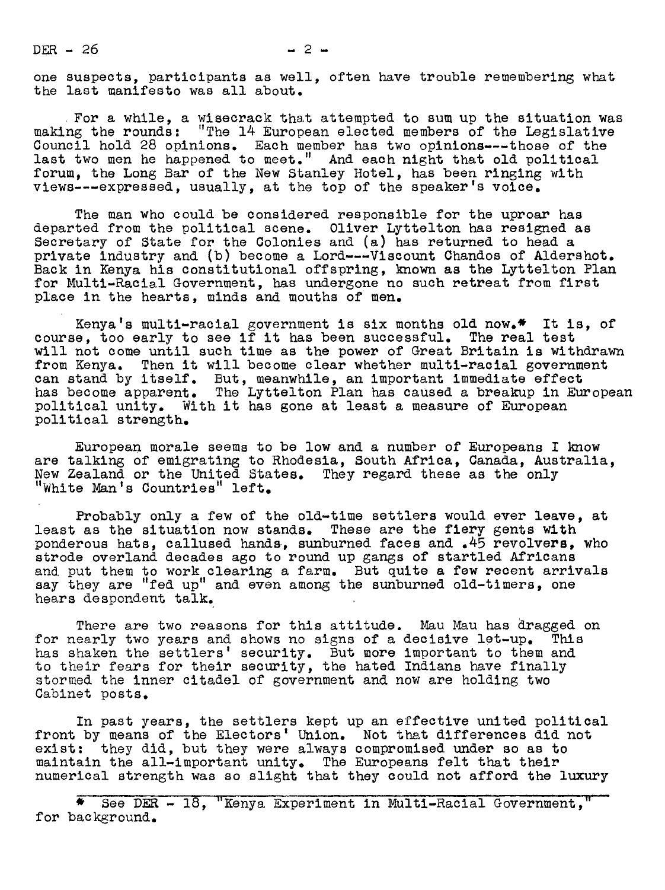one suspects, participants as well, often have trouble remembering what the last manifesto was all about.

For a while, a wisecrack that attempted to sum up the situation was making the rounds: "The 14 European elected members of the Legislative Council hold 28 opinions. Each member has two opinions---those of the last two men he happened to meet." And each night that old political forum, the Long Bar of the New Stanley Hotel, has been ringing with views---expressed, usually, at the top of the speaker's voice.

The man who could be considered responsible for the uproar has departed from the political scene. Oliver Lyttelton has resigned as Secretary of State for the Colonies and (a) has returned to head a private industry and (b) become a Lord---Viscount Chandos of Aldershot. Back in Kenya his constitutional offspring, known as the Lyttelton Plan for Multi-Racial Government, has undergone no such retreat from first place in the hearts, minds and mouths of men.

Kenya's multi-racial government is six months old now.* It is, of course, too early to see if it has been successful. The real test will not come until such time as the power of Great Britain is withdrawn from Kenya. Then it will become clear whether multi-racial government can stand by itself. But, meanwhile, an important immediate effect has become apparent. The Lyttelton Plan has caused a breakup in European political unity. With it has gone at least a measure of European political strength.

European morale seems to be low and a number of Europeans I know are talking of emigrating to Rhodesia, South Africa, Canada, Australia, New Zealand or the United States. They regard these as the only "White Man's Countries" left.

Probably only a few of the old-time settlers would ever leave, at least as the situation now stands. These are the fiery gents with ponderous hats, callused hands, sunburned faces and .45 revolvers, who strode overland decades ago to round up gangs of startled Africans and put them to work clearing a farm. But quite a few recent arrivals say they are "fed up" and even among the sunburned old-timers, one hears despondent talk.

There are two reasons for this attitude. Mau Mau has dragged on for nearly two years and shows no signs of a decisive let-up. This has shaken the settlers' security. But more important to them and to their fears for their security, the hated Indians have finally stormed the inner citadel of government and now are holding two Cabinet posts.

In past years, the settlers kept up an effective united political front by means of the Electors' Union. Not that differences did not exist: they did, but they were always compromised under so as to maintain the all-important unity. The Europeans felt that their numerical strength was so slight that they could not afford the luxury

---

* See DER - 18, "Kenya Experiment in Multi-Racial Government," for background.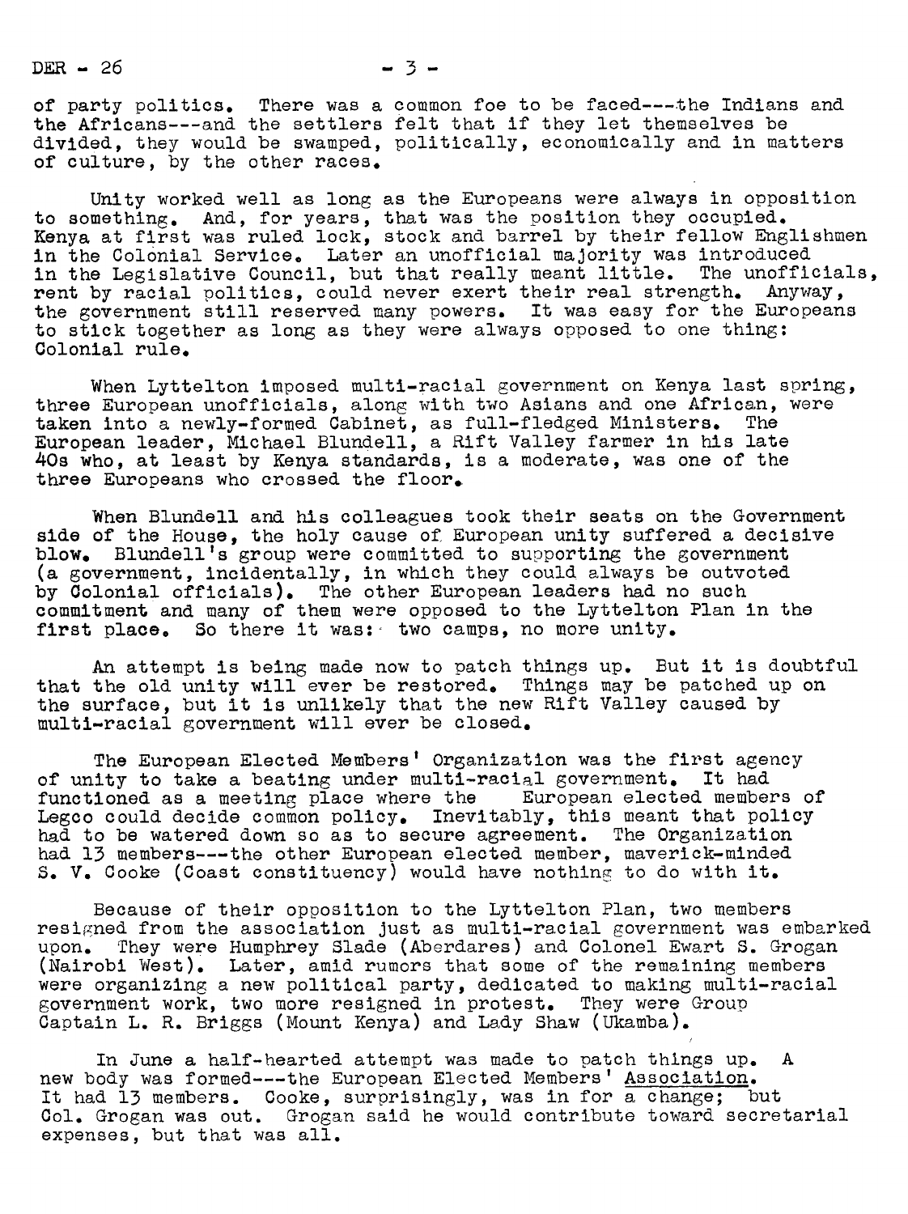of party politics. There was a common foe to be faced---the Indians and the Africans---and the settlers felt that if they let themselves be divided, they would be swamped, politically, economically and in matters of culture, by the other races.

Unity worked well as long as the Europeans were always in opposition to something. And, for years, that was the position they occupied. Kenya at first was ruled lock, stock and barrel by their fellow Englishmen in the Colonial Service. Later an unofficial majority was introduced in the Legislative Council, but that really meant little. The unofficials, rent by racial politics, could never exert their real strength. Anyway, the government still reserved many powers. It was easy for the Europeans to stick together as long as they were always opposed to one thing: Colonial rule.

When Lyttelton imposed multi-racial government on Kenya last spring, three European unofficials, along with two Asians and one African, were taken into a newly-formed Cabinet, as full-fledged Ministers. The European leader, Michael Blundell, a Rift Valley farmer in his late 40s who, at least by Kenya standards, is a moderate, was one of the three Europeans who crossed the floor.

When Blundell and his colleagues took their seats on the Government side of the House, the holy cause of European unity suffered a decisive blow. Blundell's group were committed to supporting the government (a government, incidentally, in which they could always be outvoted by Colonial officials). The other European leaders had no such commitment and many of them were opposed to the Lyttelton Plan in the first place. So there it was: two camps, no more unity.

An attempt is being made now to patch things up. But it is doubtful that the old unity will ever be restored. Things may be patched up on the surface, but it is unlikely that the new Rift Valley caused by multi-racial government will ever be closed.

The European Elected Members' Organization was the first agency of unity to take a beating under multi-racial government. It had functioned as a meeting place where the European elected members of Legco could decide common policy. Inevitably, this meant that policy had to be watered down so as to secure agreement. The Organization had 13 members---the other European elected member, maverick-minded S. V. Cooke (Coast constituency) would have nothing to do with it.

Because of their opposition to the Lyttelton Plan, two members resigned from the association just as multi-racial government was embarked upon. They were Humphrey Slade (Aberdares) and Colonel Ewart S. Grogan (Nairobi West). Later, amid rumors that some of the remaining members were organizing a new political party, dedicated to making multi-racial government work, two more resigned in protest. They were Group Captain L. R. Briggs (Mount Kenya) and Lady Shaw (Ukamba).

In June a half-hearted attempt was made to patch things up. A new body was formed---the European Elected Members' Association. It had 13 members. Cooke, surprisingly, was in for a change; but Col. Grogan was out. Grogan said he would contribute toward secretarial expenses, but that was all.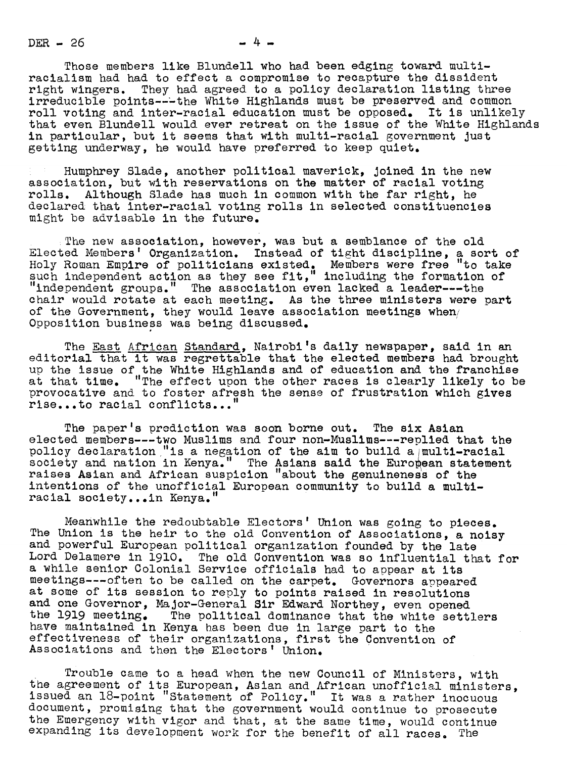Those members like Blundell who had been edging toward multi-racialism had had to effect a compromise to recapture the dissident right wingers. They had agreed to a policy declaration listing three irreducible points---the White Highlands must be preserved and common roll voting and inter-racial education must be opposed. It is unlikely that even Blundell would ever retreat on the issue of the White Highlands in particular, but it seems that with multi-racial government just getting underway, he would have preferred to keep quiet.

Humphrey Slade, another political maverick, joined in the new association, but with reservations on the matter of racial voting rolls. Although Slade has much in common with the far right, he declared that inter-racial voting rolls in selected constituencies might be advisable in the future.

The new association, however, was but a semblance of the old Elected Members' Organization. Instead of tight discipline, a sort of Holy Roman Empire of politicians existed. Members were free "to take such independent action as they see fit," including the formation of "independent groups." The association even lacked a leader---the chair would rotate at each meeting. As the three ministers were part of the Government, they would leave association meetings when Opposition business was being discussed.

The East African Standard, Nairobi's daily newspaper, said in an editorial that it was regrettable that the elected members had brought up the issue of the White Highlands and of education and the franchise at that time. "The effect upon the other races is clearly likely to be provocative and to foster afresh the sense of frustration which gives rise...to racial conflicts..."

The paper's prediction was soon borne out. The six Asian elected members---two Muslims and four non-Muslims---replied that the policy declaration "is a negation of the aim to build a multi-racial society and nation in Kenya." The Asians said the European statement raises Asian and African suspicion "about the genuineness of the intentions of the unofficial European community to build a multi-racial society...in Kenya."

Meanwhile the redoubtable Electors' Union was going to pieces. The Union is the heir to the old Convention of Associations, a noisy and powerful European political organization founded by the late Lord Delamere in 1910. The old Convention was so influential that for a while senior Colonial Service officials had to appear at its meetings---often to be called on the carpet. Governors appeared at some of its session to reply to points raised in resolutions and one Governor, Major-General Sir Edward Northey, even opened the 1919 meeting. The political dominance that the white settlers have maintained in Kenya has been due in large part to the effectiveness of their organizations, first the Convention of Associations and then the Electors' Union.

Trouble came to a head when the new Council of Ministers, with the agreement of its European, Asian and African unofficial ministers, issued an 18-point "Statement of Policy." It was a rather inocuous document, promising that the government would continue to prosecute the Emergency with vigor and that, at the same time, would continue expanding its development work for the benefit of all races. The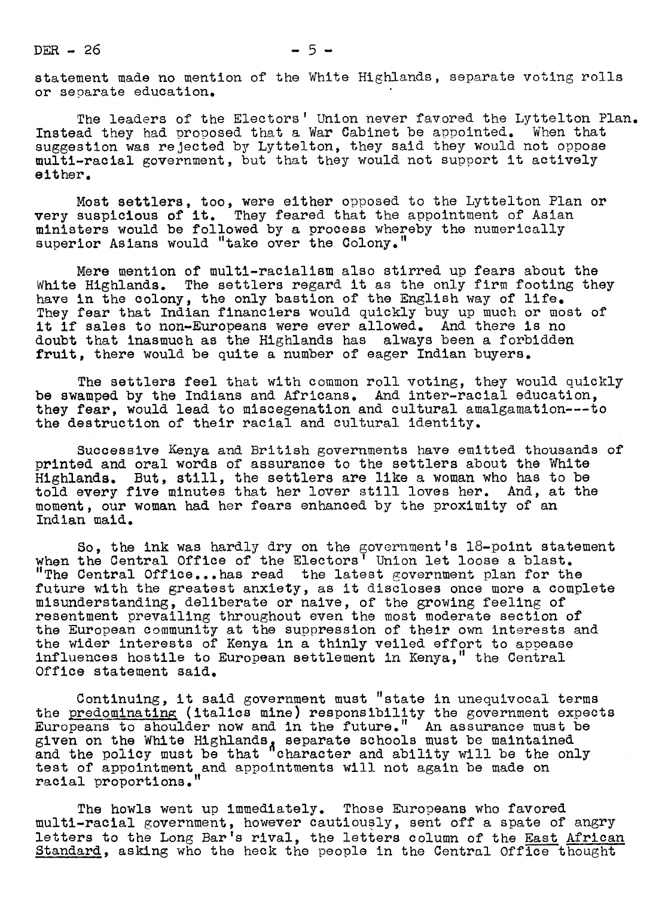statement made no mention of the White Highlands, separate voting rolls or separate education.

The leaders of the Electors' Union never favored the Lyttelton Plan. Instead they had proposed that a War Cabinet be appointed. When that suggestion was rejected by Lyttelton, they said they would not oppose multi-racial government, but that they would not support it actively either.

Most settlers, too, were either opposed to the Lyttelton Plan or very suspicious of it. They feared that the appointment of Asian ministers would be followed by a process whereby the numerically superior Asians would "take over the Colony."

Mere mention of multi-racialism also stirred up fears about the White Highlands. The settlers regard it as the only firm footing they have in the colony, the only bastion of the English way of life. They fear that Indian financiers would quickly buy up much or most of it if sales to non-Europeans were ever allowed. And there is no doubt that inasmuch as the Highlands has always been a forbidden fruit, there would be quite a number of eager Indian buyers.

The settlers feel that with common roll voting, they would quickly be swamped by the Indians and Africans. And inter-racial education, they fear, would lead to miscegenation and cultural amalgamation---to the destruction of their racial and cultural identity.

Successive Kenya and British governments have emitted thousands of printed and oral words of assurance to the settlers about the White Highlands. But, still, the settlers are like a woman who has to be told every five minutes that her lover still loves her. And, at the moment, our woman had her fears enhanced by the proximity of an Indian maid.

So, the ink was hardly dry on the government's 18-point statement when the Central Office of the Electors' Union let loose a blast. "The Central Office...has read the latest government plan for the future with the greatest anxiety, as it discloses once more a complete misunderstanding, deliberate or naive, of the growing feeling of resentment prevailing throughout even the most moderate section of the European community at the suppression of their own interests and the wider interests of Kenya in a thinly veiled effort to appease influences hostile to European settlement in Kenya," the Central Office statement said.

Continuing, it said government must "state in unequivocal terms the <u>predominating</u> (italics mine) responsibility the government expects Europeans to shoulder now and in the future." An assurance must be given on the White Highlands, separate schools must be maintained and the policy must be that "character and ability will be the only test of appointment and appointments will not again be made on racial proportions."

The howls went up immediately. Those Europeans who favored multi-racial government, however cautiously, sent off a spate of angry letters to the Long Bar's rival, the letters column of the <u>East African Standard</u>, asking who the heck the people in the Central Office thought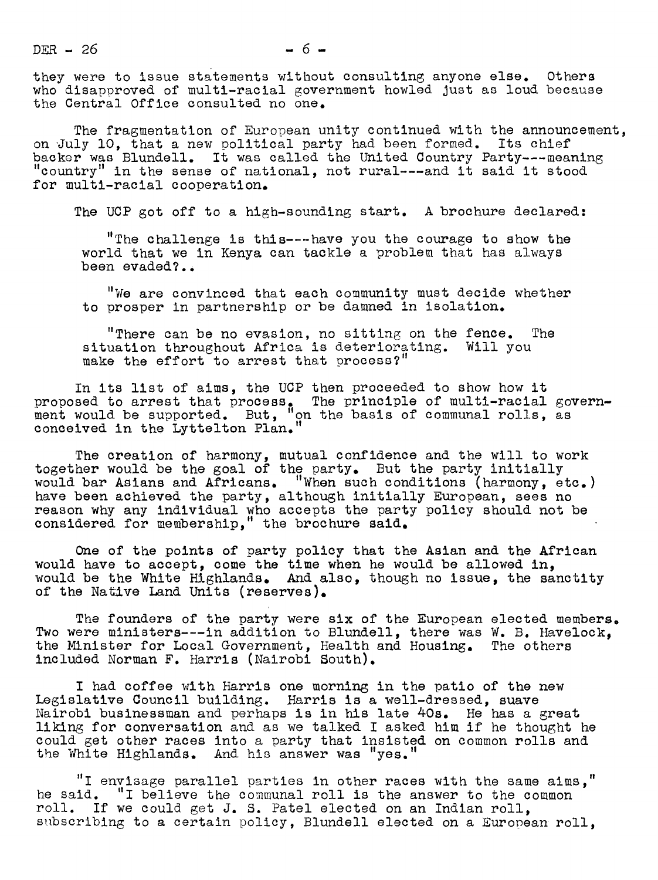they were to issue statements without consulting anyone else. Others who disapproved of multi-racial government howled just as loud because the Central Office consulted no one.

The fragmentation of European unity continued with the announcement, on July 10, that a new political party had been formed. Its chief backer was Blundell. It was called the United Country Party---meaning "country" in the sense of national, not rural---and it said it stood for multi-racial cooperation.

The UCP got off to a high-sounding start. A brochure declared:

> "The challenge is this---have you the courage to show the world that we in Kenya can tackle a problem that has always been evaded?..
>
> "We are convinced that each community must decide whether to prosper in partnership or be damned in isolation.
>
> "There can be no evasion, no sitting on the fence. The situation throughout Africa is deteriorating. Will you make the effort to arrest that process?"

In its list of aims, the UCP then proceeded to show how it proposed to arrest that process. The principle of multi-racial government would be supported. But, "on the basis of communal rolls, as conceived in the Lyttelton Plan."

The creation of harmony, mutual confidence and the will to work together would be the goal of the party. But the party initially would bar Asians and Africans. "When such conditions (harmony, etc.) have been achieved the party, although initially European, sees no reason why any individual who accepts the party policy should not be considered for membership," the brochure said.

One of the points of party policy that the Asian and the African would have to accept, come the time when he would be allowed in, would be the White Highlands. And also, though no issue, the sanctity of the Native Land Units (reserves).

The founders of the party were six of the European elected members. Two were ministers---in addition to Blundell, there was W. B. Havelock, the Minister for Local Government, Health and Housing. The others included Norman F. Harris (Nairobi South).

I had coffee with Harris one morning in the patio of the new Legislative Council building. Harris is a well-dressed, suave Nairobi businessman and perhaps is in his late 40s. He has a great liking for conversation and as we talked I asked him if he thought he could get other races into a party that insisted on common rolls and the White Highlands. And his answer was "yes."

"I envisage parallel parties in other races with the same aims," he said. "I believe the communal roll is the answer to the common roll. If we could get J. S. Patel elected on an Indian roll, subscribing to a certain policy, Blundell elected on a European roll,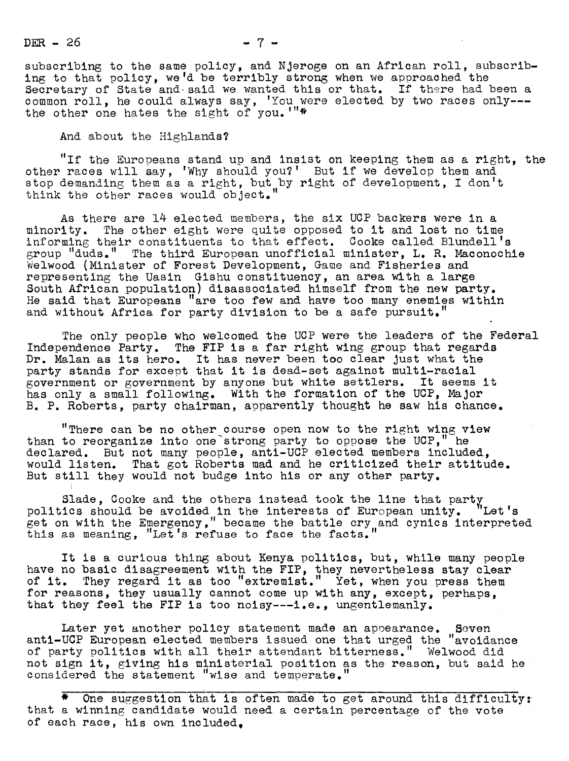subscribing to the same policy, and Njeroge on an African roll, subscribing to that policy, we'd be terribly strong when we approached the Secretary of State and said we wanted this or that. If there had been a common roll, he could always say, 'You were elected by two races only---the other one hates the sight of you.'"*

And about the Highlands?

"If the Europeans stand up and insist on keeping them as a right, the other races will say, 'Why should you?' But if we develop them and stop demanding them as a right, but by right of development, I don't think the other races would object."

As there are 14 elected members, the six UCP backers were in a minority. The other eight were quite opposed to it and lost no time informing their constituents to that effect. Cooke called Blundell's group "duds." The third European unofficial minister, L. R. Maconochie Welwood (Minister of Forest Development, Game and Fisheries and representing the Uasin Gishu constituency, an area with a large South African population) disassociated himself from the new party. He said that Europeans "are too few and have too many enemies within and without Africa for party division to be a safe pursuit."

The only people who welcomed the UCP were the leaders of the Federal Independence Party. The FIP is a far right wing group that regards Dr. Malan as its hero. It has never been too clear just what the party stands for except that it is dead-set against multi-racial government or government by anyone but white settlers. It seems it has only a small following. With the formation of the UCP, Major B. P. Roberts, party chairman, apparently thought he saw his chance.

"There can be no other course open now to the right wing view than to reorganize into one strong party to oppose the UCP," he declared. But not many people, anti-UCP elected members included, would listen. That got Roberts mad and he criticized their attitude. But still they would not budge into his or any other party.

Slade, Cooke and the others instead took the line that party politics should be avoided in the interests of European unity. "Let's get on with the Emergency," became the battle cry and cynics interpreted this as meaning, "Let's refuse to face the facts."

It is a curious thing about Kenya politics, but, while many people have no basic disagreement with the FIP, they nevertheless stay clear of it. They regard it as too "extremist." Yet, when you press them for reasons, they usually cannot come up with any, except, perhaps, that they feel the FIP is too noisy---i.e., ungentlemanly.

Later yet another policy statement made an appearance. Seven anti-UCP European elected members issued one that urged the "avoidance of party politics with all their attendant bitterness." Welwood did not sign it, giving his ministerial position as the reason, but said he considered the statement "wise and temperate."

---

* One suggestion that is often made to get around this difficulty: that a winning candidate would need a certain percentage of the vote of each race, his own included.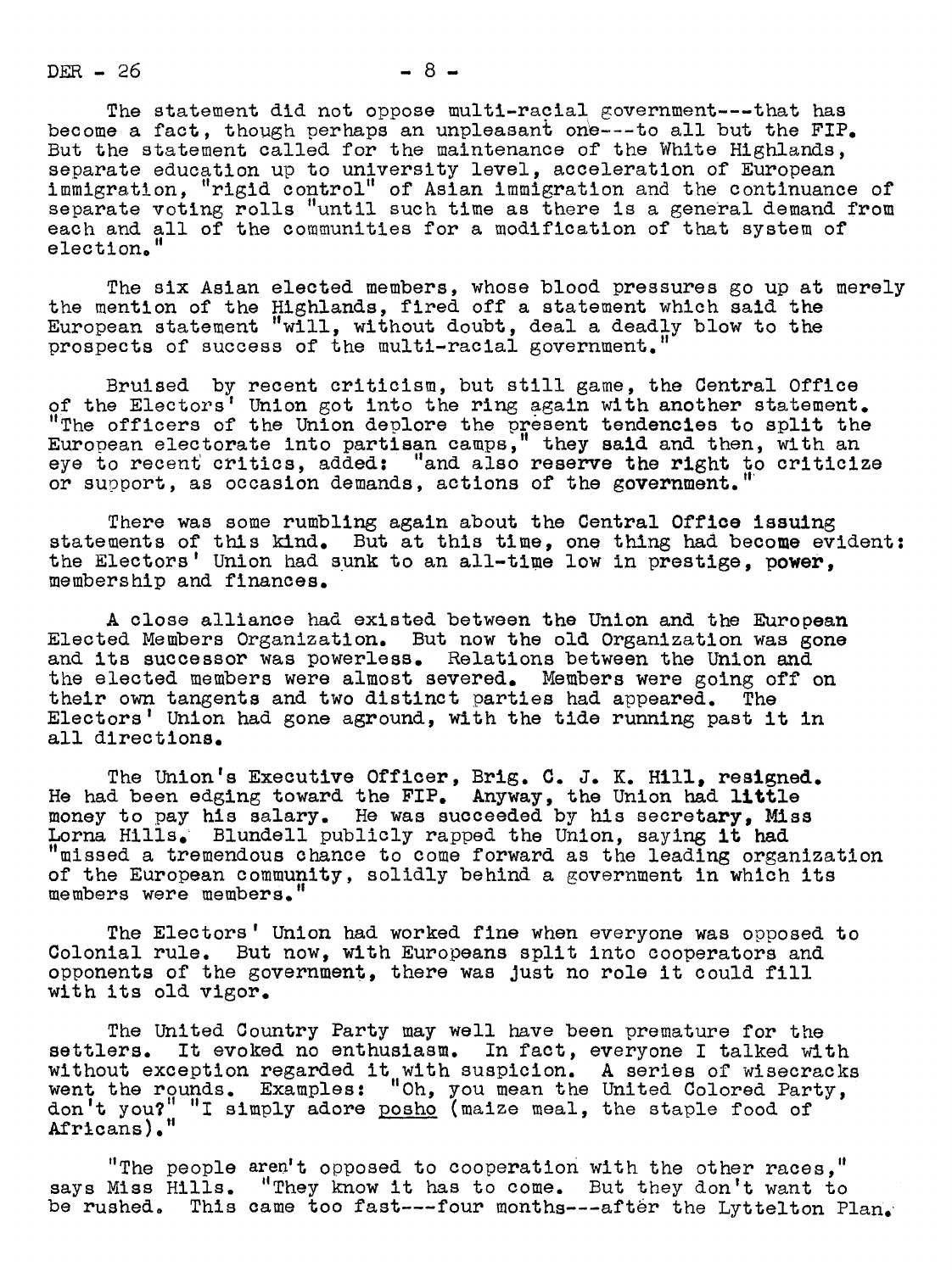The statement did not oppose multi-racial government---that has become a fact, though perhaps an unpleasant one---to all but the FIP. But the statement called for the maintenance of the White Highlands, separate education up to university level, acceleration of European immigration, "rigid control" of Asian immigration and the continuance of separate voting rolls "until such time as there is a general demand from each and all of the communities for a modification of that system of election."

The six Asian elected members, whose blood pressures go up at merely the mention of the Highlands, fired off a statement which said the European statement "will, without doubt, deal a deadly blow to the prospects of success of the multi-racial government."

Bruised by recent criticism, but still game, the Central Office of the Electors' Union got into the ring again with another statement. "The officers of the Union deplore the present tendencies to split the European electorate into partisan camps," they said and then, with an eye to recent critics, added: "and also reserve the right to criticize or support, as occasion demands, actions of the government."

There was some rumbling again about the Central Office issuing statements of this kind. But at this time, one thing had become evident: the Electors' Union had sunk to an all-time low in prestige, power, membership and finances.

A close alliance had existed between the Union and the European Elected Members Organization. But now the old Organization was gone and its successor was powerless. Relations between the Union and the elected members were almost severed. Members were going off on their own tangents and two distinct parties had appeared. The Electors' Union had gone aground, with the tide running past it in all directions.

The Union's Executive Officer, Brig. C. J. K. Hill, resigned. He had been edging toward the FIP. Anyway, the Union had little money to pay his salary. He was succeeded by his secretary, Miss Lorna Hills. Blundell publicly rapped the Union, saying it had "missed a tremendous chance to come forward as the leading organization of the European community, solidly behind a government in which its members were members."

The Electors' Union had worked fine when everyone was opposed to Colonial rule. But now, with Europeans split into cooperators and opponents of the government, there was just no role it could fill with its old vigor.

The United Country Party may well have been premature for the settlers. It evoked no enthusiasm. In fact, everyone I talked with without exception regarded it with suspicion. A series of wisecracks went the rounds. Examples: "Oh, you mean the United Colored Party, don't you?" "I simply adore <u>posho</u> (maize meal, the staple food of Africans)."

"The people aren't opposed to cooperation with the other races," says Miss Hills. "They know it has to come. But they don't want to be rushed. This came too fast---four months---after the Lyttelton Plan.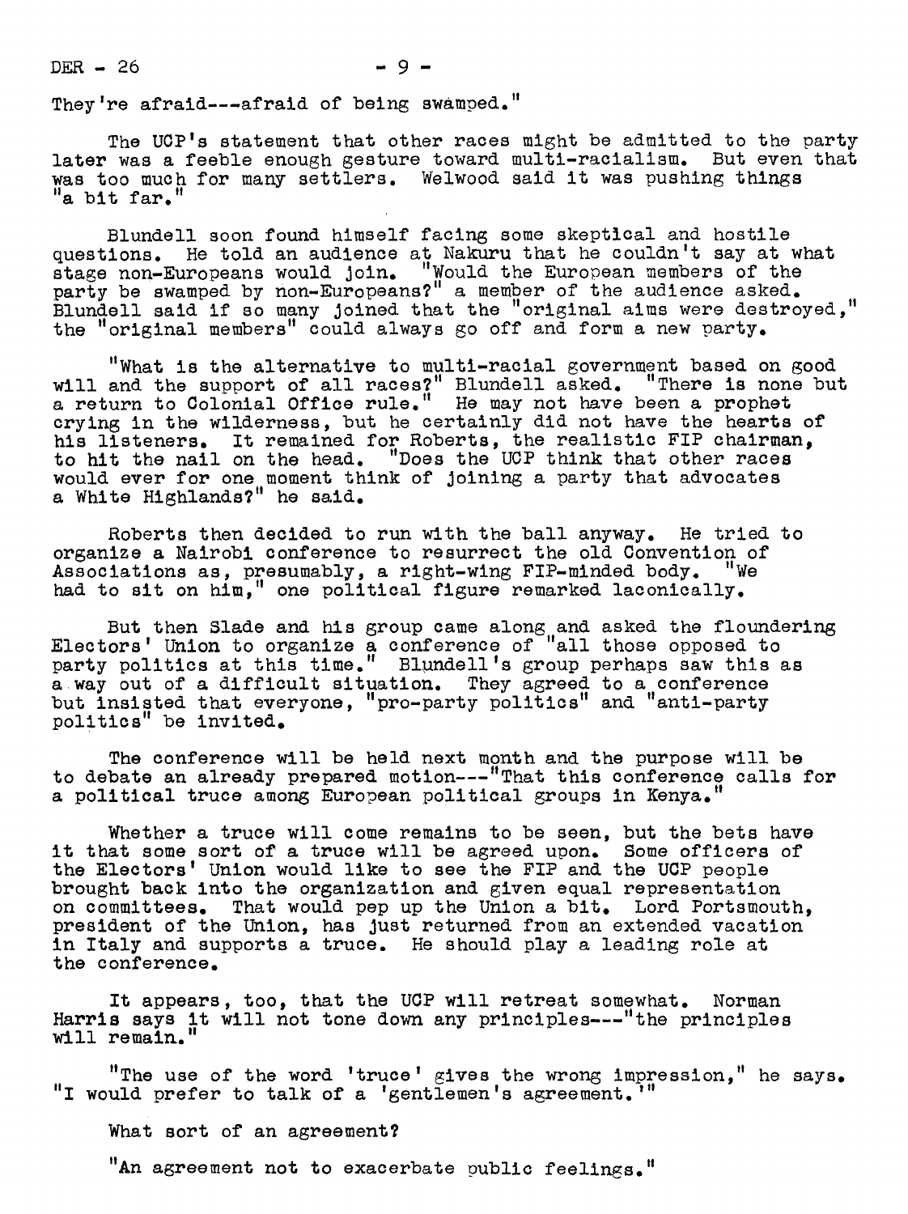They're afraid---afraid of being swamped."

The UCP's statement that other races might be admitted to the party later was a feeble enough gesture toward multi-racialism. But even that was too much for many settlers. Welwood said it was pushing things "a bit far."

Blundell soon found himself facing some skeptical and hostile questions. He told an audience at Nakuru that he couldn't say at what stage non-Europeans would join. "Would the European members of the party be swamped by non-Europeans?" a member of the audience asked. Blundell said if so many joined that the "original aims were destroyed," the "original members" could always go off and form a new party.

"What is the alternative to multi-racial government based on good will and the support of all races?" Blundell asked. "There is none but a return to Colonial Office rule." He may not have been a prophet crying in the wilderness, but he certainly did not have the hearts of his listeners. It remained for Roberts, the realistic FIP chairman, to hit the nail on the head. "Does the UCP think that other races would ever for one moment think of joining a party that advocates a White Highlands?" he said.

Roberts then decided to run with the ball anyway. He tried to organize a Nairobi conference to resurrect the old Convention of Associations as, presumably, a right-wing FIP-minded body. "We had to sit on him," one political figure remarked laconically.

But then Slade and his group came along and asked the floundering Electors' Union to organize a conference of "all those opposed to party politics at this time." Blundell's group perhaps saw this as a way out of a difficult situation. They agreed to a conference but insisted that everyone, "pro-party politics" and "anti-party politics" be invited.

The conference will be held next month and the purpose will be to debate an already prepared motion---"That this conference calls for a political truce among European political groups in Kenya."

Whether a truce will come remains to be seen, but the bets have it that some sort of a truce will be agreed upon. Some officers of the Electors' Union would like to see the FIP and the UCP people brought back into the organization and given equal representation on committees. That would pep up the Union a bit. Lord Portsmouth, president of the Union, has just returned from an extended vacation in Italy and supports a truce. He should play a leading role at the conference.

It appears, too, that the UCP will retreat somewhat. Norman Harris says it will not tone down any principles---"the principles will remain."

"The use of the word 'truce' gives the wrong impression," he says. "I would prefer to talk of a 'gentlemen's agreement.'"

What sort of an agreement?

"An agreement not to exacerbate public feelings."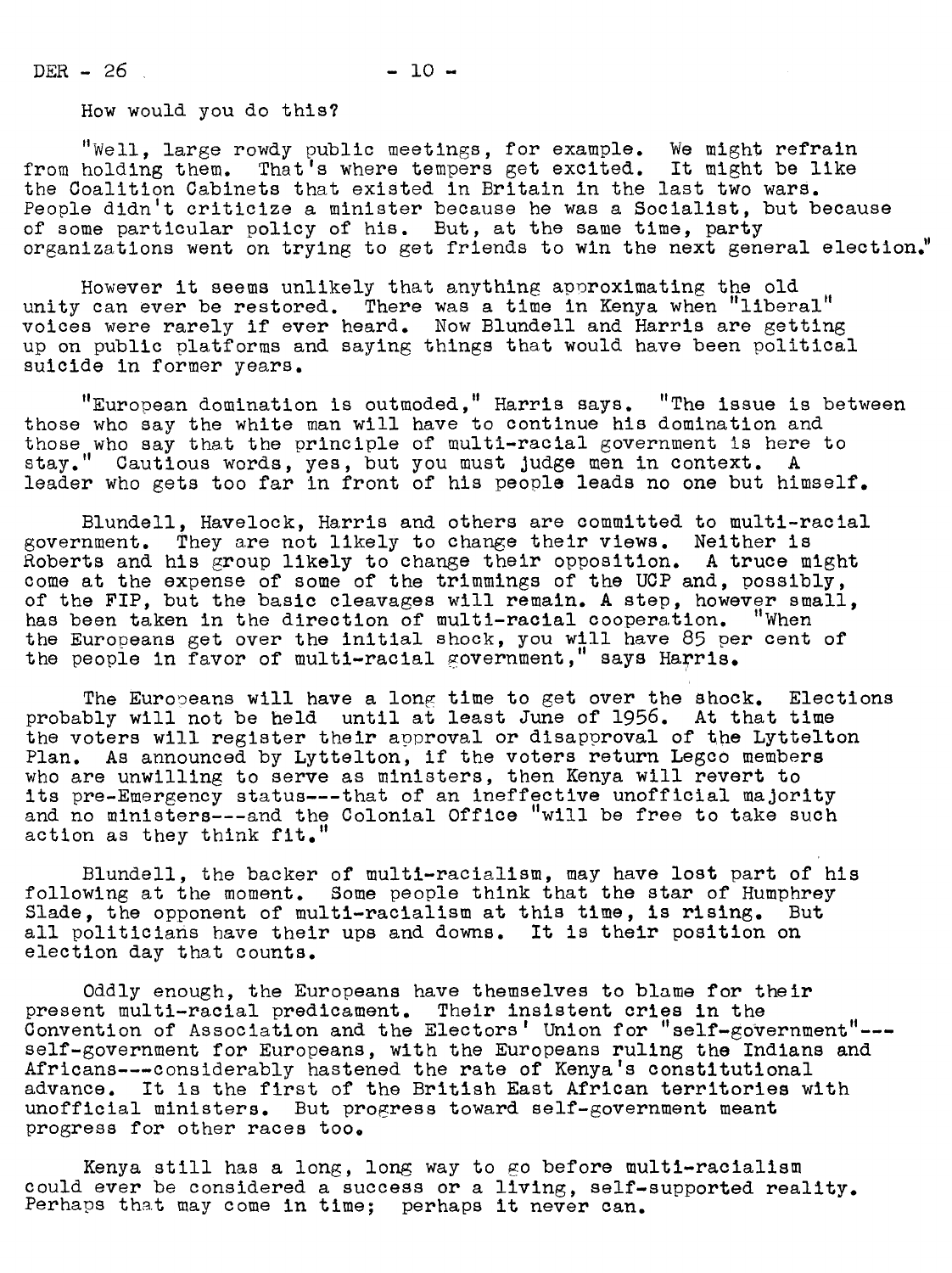How would you do this?

"Well, large rowdy public meetings, for example. We might refrain from holding them. That's where tempers get excited. It might be like the Coalition Cabinets that existed in Britain in the last two wars. People didn't criticize a minister because he was a Socialist, but because of some particular policy of his. But, at the same time, party organizations went on trying to get friends to win the next general election."

However it seems unlikely that anything approximating the old unity can ever be restored. There was a time in Kenya when "liberal" voices were rarely if ever heard. Now Blundell and Harris are getting up on public platforms and saying things that would have been political suicide in former years.

"European domination is outmoded," Harris says. "The issue is between those who say the white man will have to continue his domination and those who say that the principle of multi-racial government is here to stay." Cautious words, yes, but you must judge men in context. A leader who gets too far in front of his people leads no one but himself.

Blundell, Havelock, Harris and others are committed to multi-racial government. They are not likely to change their views. Neither is Roberts and his group likely to change their opposition. A truce might come at the expense of some of the trimmings of the UCP and, possibly, of the FIP, but the basic cleavages will remain. A step, however small, has been taken in the direction of multi-racial cooperation. "When the Europeans get over the initial shock, you will have 85 per cent of the people in favor of multi-racial government," says Harris.

The Europeans will have a long time to get over the shock. Elections probably will not be held until at least June of 1956. At that time the voters will register their approval or disapproval of the Lyttelton Plan. As announced by Lyttelton, if the voters return Legco members who are unwilling to serve as ministers, then Kenya will revert to its pre-Emergency status---that of an ineffective unofficial majority and no ministers---and the Colonial Office "will be free to take such action as they think fit."

Blundell, the backer of multi-racialism, may have lost part of his following at the moment. Some people think that the star of Humphrey Slade, the opponent of multi-racialism at this time, is rising. But all politicians have their ups and downs. It is their position on election day that counts.

Oddly enough, the Europeans have themselves to blame for their present multi-racial predicament. Their insistent cries in the Convention of Association and the Electors' Union for "self-government"---self-government for Europeans, with the Europeans ruling the Indians and Africans---considerably hastened the rate of Kenya's constitutional advance. It is the first of the British East African territories with unofficial ministers. But progress toward self-government meant progress for other races too.

Kenya still has a long, long way to go before multi-racialism could ever be considered a success or a living, self-supported reality. Perhaps that may come in time; perhaps it never can.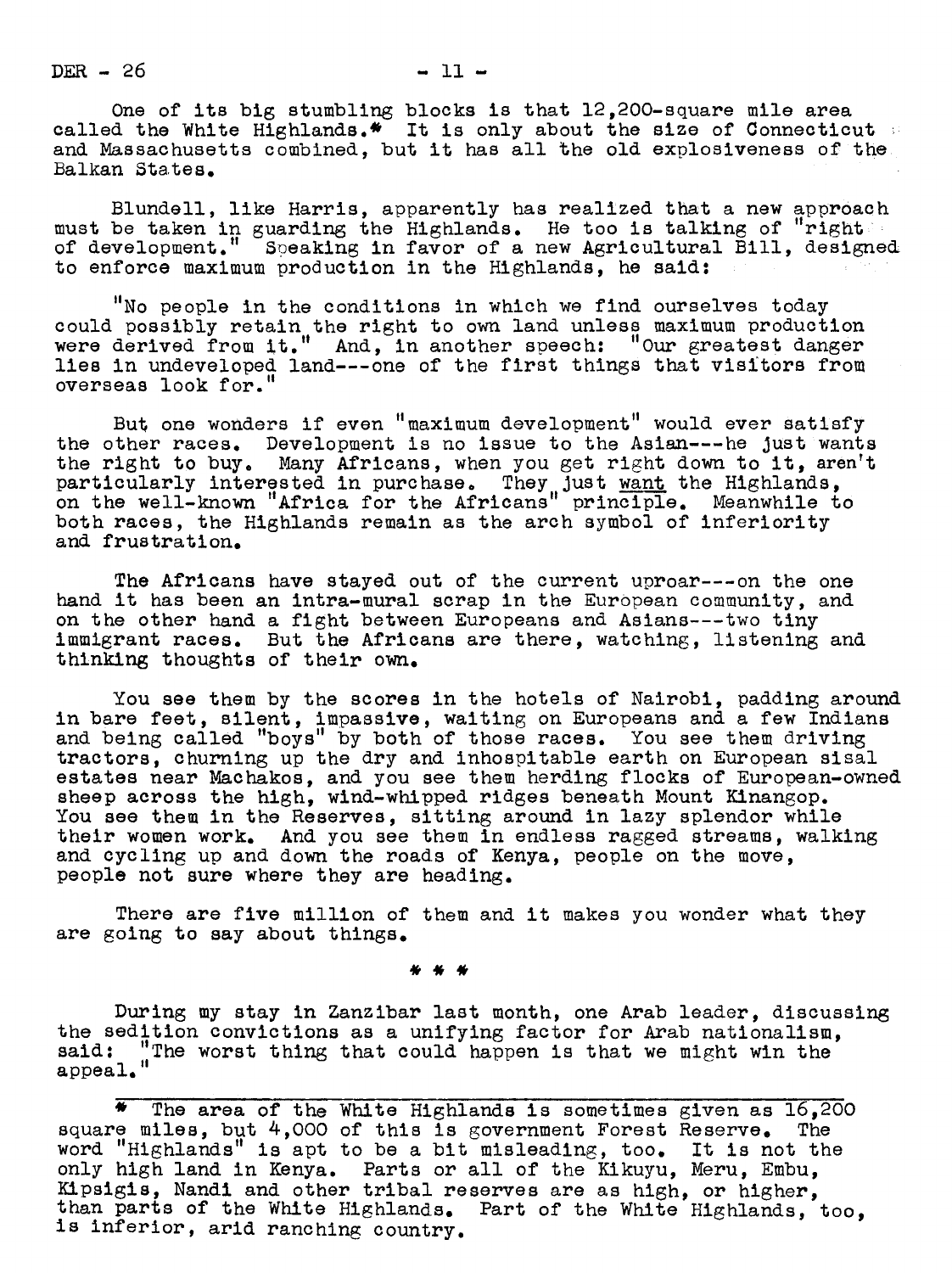One of its big stumbling blocks is that 12,200-square mile area called the White Highlands.* It is only about the size of Connecticut and Massachusetts combined, but it has all the old explosiveness of the Balkan States.

Blundell, like Harris, apparently has realized that a new approach must be taken in guarding the Highlands. He too is talking of "right of development." Speaking in favor of a new Agricultural Bill, designed to enforce maximum production in the Highlands, he said:

"No people in the conditions in which we find ourselves today could possibly retain the right to own land unless maximum production were derived from it." And, in another speech: "Our greatest danger lies in undeveloped land---one of the first things that visitors from overseas look for."

But one wonders if even "maximum development" would ever satisfy the other races. Development is no issue to the Asian---he just wants the right to buy. Many Africans, when you get right down to it, aren't particularly interested in purchase. They just <u>want</u> the Highlands, on the well-known "Africa for the Africans" principle. Meanwhile to both races, the Highlands remain as the arch symbol of inferiority and frustration.

The Africans have stayed out of the current uproar---on the one hand it has been an intra-mural scrap in the European community, and on the other hand a fight between Europeans and Asians---two tiny immigrant races. But the Africans are there, watching, listening and thinking thoughts of their own.

You see them by the scores in the hotels of Nairobi, padding around in bare feet, silent, impassive, waiting on Europeans and a few Indians and being called "boys" by both of those races. You see them driving tractors, churning up the dry and inhospitable earth on European sisal estates near Machakos, and you see them herding flocks of European-owned sheep across the high, wind-whipped ridges beneath Mount Kinangop. You see them in the Reserves, sitting around in lazy splendor while their women work. And you see them in endless ragged streams, walking and cycling up and down the roads of Kenya, people on the move, people not sure where they are heading.

There are five million of them and it makes you wonder what they are going to say about things.

\* \* \*

During my stay in Zanzibar last month, one Arab leader, discussing the sedition convictions as a unifying factor for Arab nationalism, said: "The worst thing that could happen is that we might win the appeal."

---

\* The area of the White Highlands is sometimes given as 16,200 square miles, but 4,000 of this is government Forest Reserve. The word "Highlands" is apt to be a bit misleading, too. It is not the only high land in Kenya. Parts or all of the Kikuyu, Meru, Embu, Kipsigis, Nandi and other tribal reserves are as high, or higher, than parts of the White Highlands. Part of the White Highlands, too, is inferior, arid ranching country.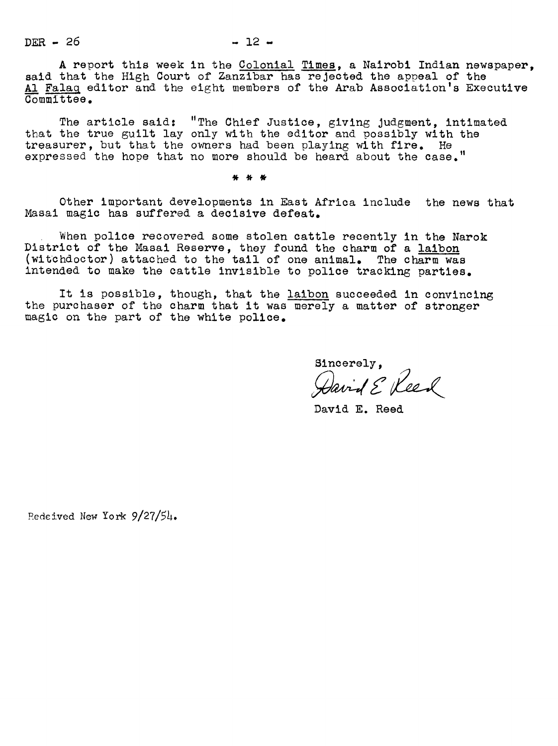A report this week in the Colonial Times, a Nairobi Indian newspaper, said that the High Court of Zanzibar has rejected the appeal of the Al Falaq editor and the eight members of the Arab Association's Executive Committee.

The article said: "The Chief Justice, giving judgment, intimated that the true guilt lay only with the editor and possibly with the treasurer, but that the owners had been playing with fire. He expressed the hope that no more should be heard about the case."

\* \* \*

Other important developments in East Africa include the news that Masai magic has suffered a decisive defeat.

When police recovered some stolen cattle recently in the Narok District of the Masai Reserve, they found the charm of a laibon (witchdoctor) attached to the tail of one animal. The charm was intended to make the cattle invisible to police tracking parties.

It is possible, though, that the laibon succeeded in convincing the purchaser of the charm that it was merely a matter of stronger magic on the part of the white police.

Sincerely,

David E. Reed

David E. Reed

Received New York 9/27/54.